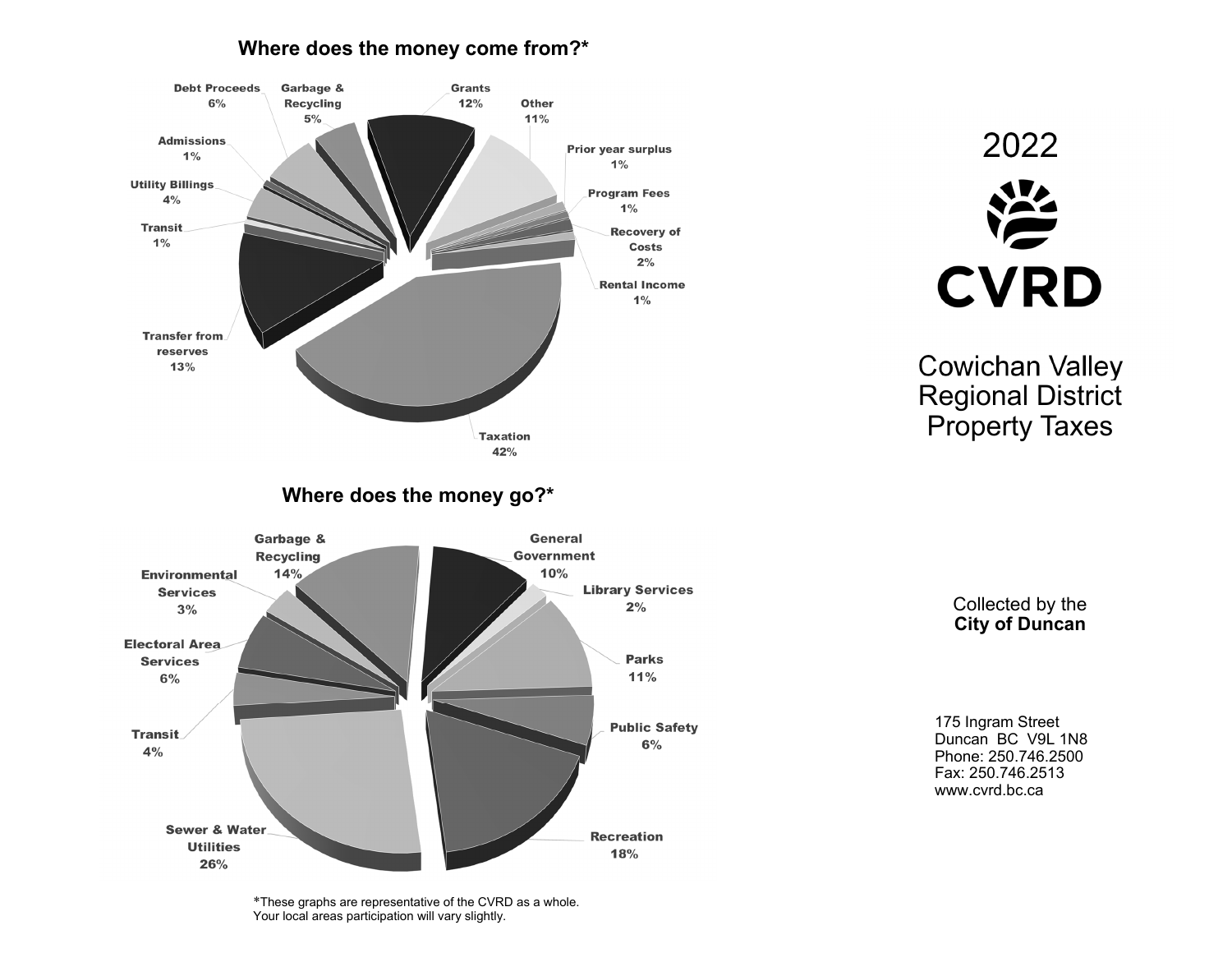## Where does the money come from?*

| Source | Percentage |
| --- | --- |
| Taxation | 42% |
| Transfer from reserves | 13% |
| Grants | 12% |
| Other | 11% |
| Debt Proceeds | 6% |
| Garbage & Recycling | 5% |
| Utility Billings | 4% |
| Recovery of Costs | 2% |
| Admissions | 1% |
| Transit | 1% |
| Prior year surplus | 1% |
| Program Fees | 1% |
| Rental Income | 1% |

## Where does the money go?*

| Use | Percentage |
| --- | --- |
| Sewer & Water Utilities | 26% |
| Recreation | 18% |
| Garbage & Recycling | 14% |
| Parks | 11% |
| General Government | 10% |
| Public Safety | 6% |
| Electoral Area Services | 6% |
| Transit | 4% |
| Environmental Services | 3% |
| Library Services | 2% |

*These graphs are representative of the CVRD as a whole. Your local areas participation will vary slightly.

# 2022

**CVRD**

# Cowichan Valley Regional District Property Taxes

Collected by the
**City of Duncan**

175 Ingram Street
Duncan BC V9L 1N8
Phone: 250.746.2500
Fax: 250.746.2513
www.cvrd.bc.ca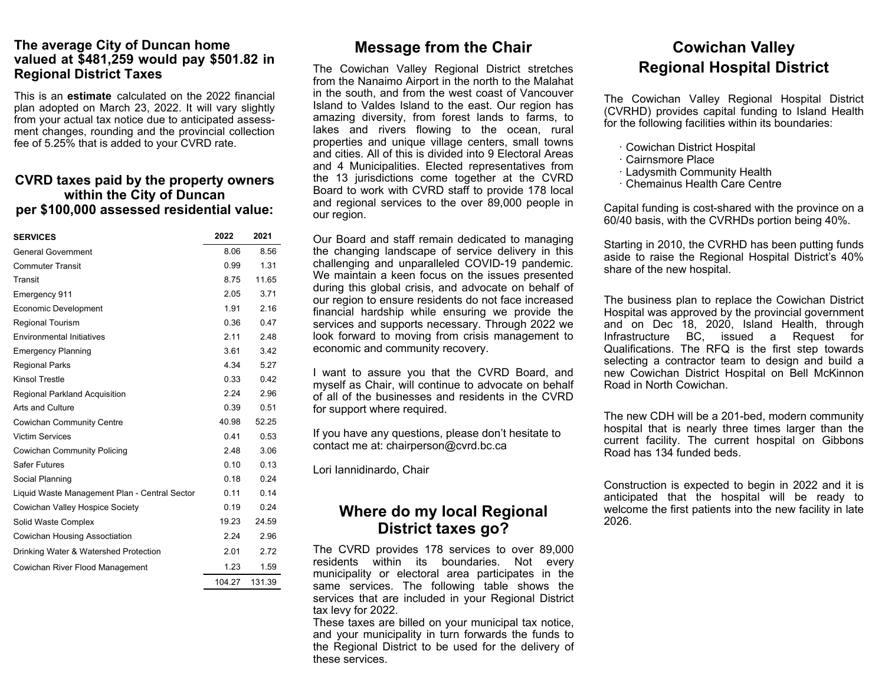## The average City of Duncan home valued at $481,259 would pay $501.82 in Regional District Taxes

This is an **estimate** calculated on the 2022 financial plan adopted on March 23, 2022. It will vary slightly from your actual tax notice due to anticipated assessment changes, rounding and the provincial collection fee of 5.25% that is added to your CVRD rate.

## CVRD taxes paid by the property owners within the City of Duncan per $100,000 assessed residential value:

| SERVICES | 2022 | 2021 |
|---|---|---|
| General Government | 8.06 | 8.56 |
| Commuter Transit | 0.99 | 1.31 |
| Transit | 8.75 | 11.65 |
| Emergency 911 | 2.05 | 3.71 |
| Economic Development | 1.91 | 2.16 |
| Regional Tourism | 0.36 | 0.47 |
| Environmental Initiatives | 2.11 | 2.48 |
| Emergency Planning | 3.61 | 3.42 |
| Regional Parks | 4.34 | 5.27 |
| Kinsol Trestle | 0.33 | 0.42 |
| Regional Parkland Acquisition | 2.24 | 2.96 |
| Arts and Culture | 0.39 | 0.51 |
| Cowichan Community Centre | 40.98 | 52.25 |
| Victim Services | 0.41 | 0.53 |
| Cowichan Community Policing | 2.48 | 3.06 |
| Safer Futures | 0.10 | 0.13 |
| Social Planning | 0.18 | 0.24 |
| Liquid Waste Management Plan - Central Sector | 0.11 | 0.14 |
| Cowichan Valley Hospice Society | 0.19 | 0.24 |
| Solid Waste Complex | 19.23 | 24.59 |
| Cowichan Housing Assoctiation | 2.24 | 2.96 |
| Drinking Water & Watershed Protection | 2.01 | 2.72 |
| Cowichan River Flood Management | 1.23 | 1.59 |
| | 104.27 | 131.39 |

## Message from the Chair

The Cowichan Valley Regional District stretches from the Nanaimo Airport in the north to the Malahat in the south, and from the west coast of Vancouver Island to Valdes Island to the east. Our region has amazing diversity, from forest lands to farms, to lakes and rivers flowing to the ocean, rural properties and unique village centers, small towns and cities. All of this is divided into 9 Electoral Areas and 4 Municipalities. Elected representatives from the 13 jurisdictions come together at the CVRD Board to work with CVRD staff to provide 178 local and regional services to the over 89,000 people in our region.

Our Board and staff remain dedicated to managing the changing landscape of service delivery in this challenging and unparalleled COVID-19 pandemic. We maintain a keen focus on the issues presented during this global crisis, and advocate on behalf of our region to ensure residents do not face increased financial hardship while ensuring we provide the services and supports necessary. Through 2022 we look forward to moving from crisis management to economic and community recovery.

I want to assure you that the CVRD Board, and myself as Chair, will continue to advocate on behalf of all of the businesses and residents in the CVRD for support where required.

If you have any questions, please don't hesitate to contact me at: chairperson@cvrd.bc.ca

Lori Iannidinardo, Chair

## Where do my local Regional District taxes go?

The CVRD provides 178 services to over 89,000 residents within its boundaries. Not every municipality or electoral area participates in the same services. The following table shows the services that are included in your Regional District tax levy for 2022.

These taxes are billed on your municipal tax notice, and your municipality in turn forwards the funds to the Regional District to be used for the delivery of these services.

## Cowichan Valley Regional Hospital District

The Cowichan Valley Regional Hospital District (CVRHD) provides capital funding to Island Health for the following facilities within its boundaries:

- Cowichan District Hospital
- Cairnsmore Place
- Ladysmith Community Health
- Chemainus Health Care Centre

Capital funding is cost-shared with the province on a 60/40 basis, with the CVRHDs portion being 40%.

Starting in 2010, the CVRHD has been putting funds aside to raise the Regional Hospital District's 40% share of the new hospital.

The business plan to replace the Cowichan District Hospital was approved by the provincial government and on Dec 18, 2020, Island Health, through Infrastructure BC, issued a Request for Qualifications. The RFQ is the first step towards selecting a contractor team to design and build a new Cowichan District Hospital on Bell McKinnon Road in North Cowichan.

The new CDH will be a 201-bed, modern community hospital that is nearly three times larger than the current facility. The current hospital on Gibbons Road has 134 funded beds.

Construction is expected to begin in 2022 and it is anticipated that the hospital will be ready to welcome the first patients into the new facility in late 2026.